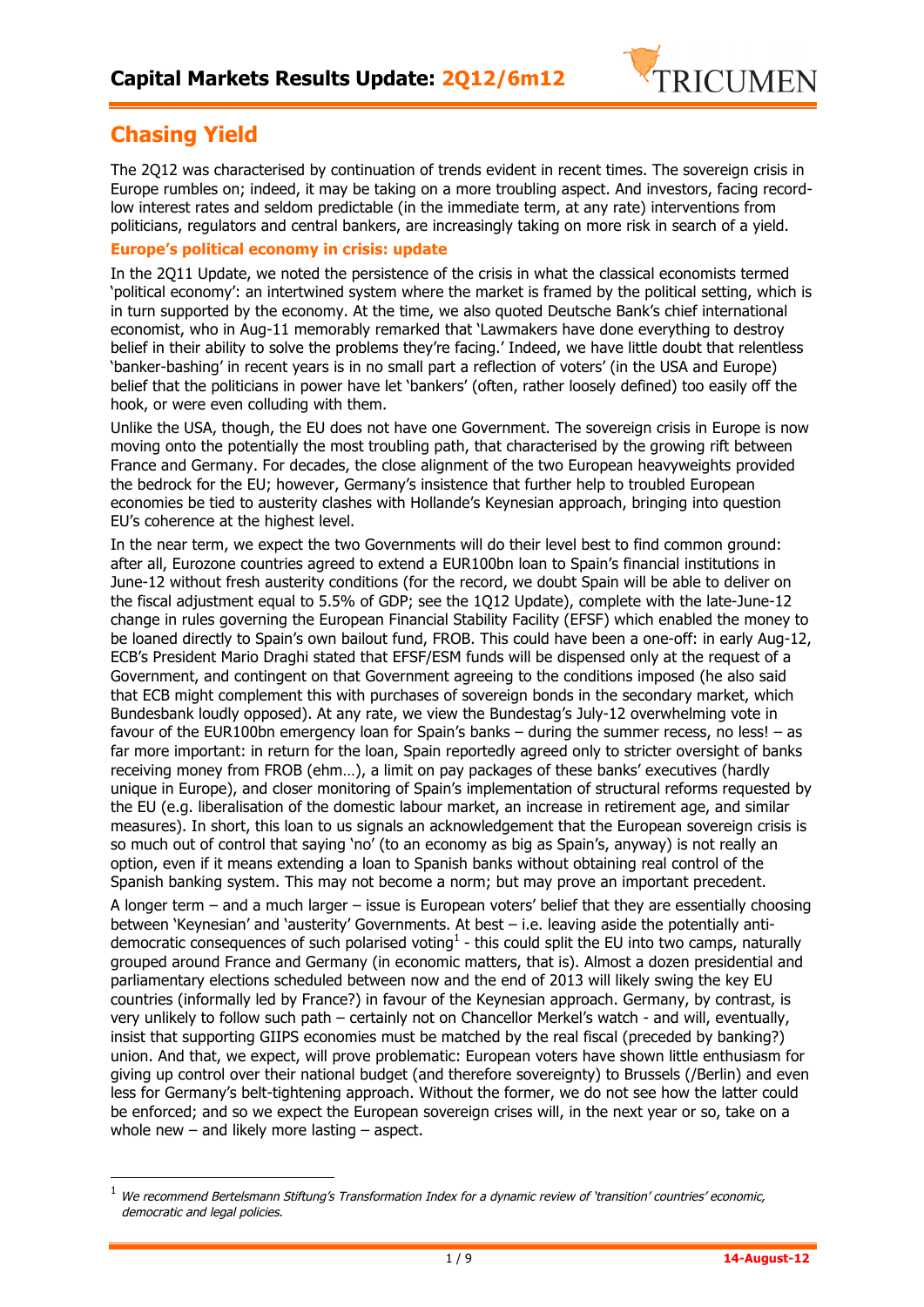# Capital Markets Results Update: 2Q12/6m12

## Chasing Yield

The 2Q12 was characterised by continuation of trends evident in recent times. The sovereign crisis in Europe rumbles on; indeed, it may be taking on a more troubling aspect. And investors, facing record-low interest rates and seldom predictable (in the immediate term, at any rate) interventions from politicians, regulators and central bankers, are increasingly taking on more risk in search of a yield.

### Europe's political economy in crisis: update

In the 2Q11 Update, we noted the persistence of the crisis in what the classical economists termed 'political economy': an intertwined system where the market is framed by the political setting, which is in turn supported by the economy. At the time, we also quoted Deutsche Bank's chief international economist, who in Aug-11 memorably remarked that 'Lawmakers have done everything to destroy belief in their ability to solve the problems they're facing.' Indeed, we have little doubt that relentless 'banker-bashing' in recent years is in no small part a reflection of voters' (in the USA and Europe) belief that the politicians in power have let 'bankers' (often, rather loosely defined) too easily off the hook, or were even colluding with them.

Unlike the USA, though, the EU does not have one Government. The sovereign crisis in Europe is now moving onto the potentially the most troubling path, that characterised by the growing rift between France and Germany. For decades, the close alignment of the two European heavyweights provided the bedrock for the EU; however, Germany's insistence that further help to troubled European economies be tied to austerity clashes with Hollande's Keynesian approach, bringing into question EU's coherence at the highest level.

In the near term, we expect the two Governments will do their level best to find common ground: after all, Eurozone countries agreed to extend a EUR100bn loan to Spain's financial institutions in June-12 without fresh austerity conditions (for the record, we doubt Spain will be able to deliver on the fiscal adjustment equal to 5.5% of GDP; see the 1Q12 Update), complete with the late-June-12 change in rules governing the European Financial Stability Facility (EFSF) which enabled the money to be loaned directly to Spain's own bailout fund, FROB. This could have been a one-off: in early Aug-12, ECB's President Mario Draghi stated that EFSF/ESM funds will be dispensed only at the request of a Government, and contingent on that Government agreeing to the conditions imposed (he also said that ECB might complement this with purchases of sovereign bonds in the secondary market, which Bundesbank loudly opposed). At any rate, we view the Bundestag's July-12 overwhelming vote in favour of the EUR100bn emergency loan for Spain's banks – during the summer recess, no less! – as far more important: in return for the loan, Spain reportedly agreed only to stricter oversight of banks receiving money from FROB (ehm…), a limit on pay packages of these banks' executives (hardly unique in Europe), and closer monitoring of Spain's implementation of structural reforms requested by the EU (e.g. liberalisation of the domestic labour market, an increase in retirement age, and similar measures). In short, this loan to us signals an acknowledgement that the European sovereign crisis is so much out of control that saying 'no' (to an economy as big as Spain's, anyway) is not really an option, even if it means extending a loan to Spanish banks without obtaining real control of the Spanish banking system. This may not become a norm; but may prove an important precedent.

A longer term – and a much larger – issue is European voters' belief that they are essentially choosing between 'Keynesian' and 'austerity' Governments. At best – i.e. leaving aside the potentially anti-democratic consequences of such polarised voting[1] - this could split the EU into two camps, naturally grouped around France and Germany (in economic matters, that is). Almost a dozen presidential and parliamentary elections scheduled between now and the end of 2013 will likely swing the key EU countries (informally led by France?) in favour of the Keynesian approach. Germany, by contrast, is very unlikely to follow such path – certainly not on Chancellor Merkel's watch - and will, eventually, insist that supporting GIIPS economies must be matched by the real fiscal (preceded by banking?) union. And that, we expect, will prove problematic: European voters have shown little enthusiasm for giving up control over their national budget (and therefore sovereignty) to Brussels (/Berlin) and even less for Germany's belt-tightening approach. Without the former, we do not see how the latter could be enforced; and so we expect the European sovereign crises will, in the next year or so, take on a whole new – and likely more lasting – aspect.

[1] *We recommend Bertelsmann Stiftung's Transformation Index for a dynamic review of 'transition' countries' economic, democratic and legal policies.*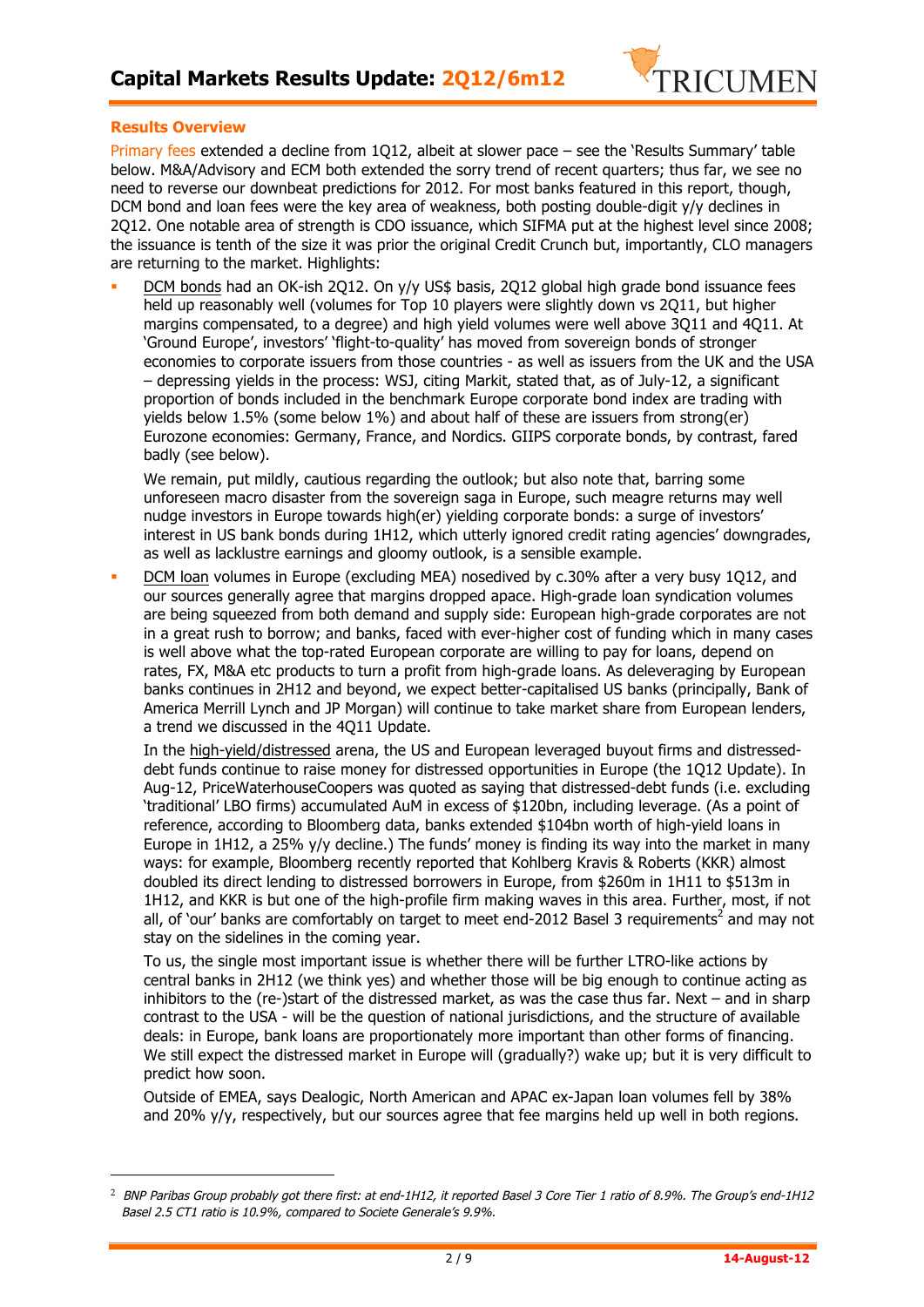## Results Overview

Primary fees extended a decline from 1Q12, albeit at slower pace – see the 'Results Summary' table below. M&A/Advisory and ECM both extended the sorry trend of recent quarters; thus far, we see no need to reverse our downbeat predictions for 2012. For most banks featured in this report, though, DCM bond and loan fees were the key area of weakness, both posting double-digit y/y declines in 2Q12. One notable area of strength is CDO issuance, which SIFMA put at the highest level since 2008; the issuance is tenth of the size it was prior the original Credit Crunch but, importantly, CLO managers are returning to the market. Highlights:

- DCM bonds had an OK-ish 2Q12. On y/y US$ basis, 2Q12 global high grade bond issuance fees held up reasonably well (volumes for Top 10 players were slightly down vs 2Q11, but higher margins compensated, to a degree) and high yield volumes were well above 3Q11 and 4Q11. At 'Ground Europe', investors' 'flight-to-quality' has moved from sovereign bonds of stronger economies to corporate issuers from those countries - as well as issuers from the UK and the USA – depressing yields in the process: WSJ, citing Markit, stated that, as of July-12, a significant proportion of bonds included in the benchmark Europe corporate bond index are trading with yields below 1.5% (some below 1%) and about half of these are issuers from strong(er) Eurozone economies: Germany, France, and Nordics. GIIPS corporate bonds, by contrast, fared badly (see below).

  We remain, put mildly, cautious regarding the outlook; but also note that, barring some unforeseen macro disaster from the sovereign saga in Europe, such meagre returns may well nudge investors in Europe towards high(er) yielding corporate bonds: a surge of investors' interest in US bank bonds during 1H12, which utterly ignored credit rating agencies' downgrades, as well as lacklustre earnings and gloomy outlook, is a sensible example.

- DCM loan volumes in Europe (excluding MEA) nosedived by c.30% after a very busy 1Q12, and our sources generally agree that margins dropped apace. High-grade loan syndication volumes are being squeezed from both demand and supply side: European high-grade corporates are not in a great rush to borrow; and banks, faced with ever-higher cost of funding which in many cases is well above what the top-rated European corporate are willing to pay for loans, depend on rates, FX, M&A etc products to turn a profit from high-grade loans. As deleveraging by European banks continues in 2H12 and beyond, we expect better-capitalised US banks (principally, Bank of America Merrill Lynch and JP Morgan) will continue to take market share from European lenders, a trend we discussed in the 4Q11 Update.

  In the high-yield/distressed arena, the US and European leveraged buyout firms and distressed-debt funds continue to raise money for distressed opportunities in Europe (the 1Q12 Update). In Aug-12, PriceWaterhouseCoopers was quoted as saying that distressed-debt funds (i.e. excluding 'traditional' LBO firms) accumulated AuM in excess of $120bn, including leverage. (As a point of reference, according to Bloomberg data, banks extended $104bn worth of high-yield loans in Europe in 1H12, a 25% y/y decline.) The funds' money is finding its way into the market in many ways: for example, Bloomberg recently reported that Kohlberg Kravis & Roberts (KKR) almost doubled its direct lending to distressed borrowers in Europe, from $260m in 1H11 to $513m in 1H12, and KKR is but one of the high-profile firm making waves in this area. Further, most, if not all, of 'our' banks are comfortably on target to meet end-2012 Basel 3 requirements[2] and may not stay on the sidelines in the coming year.

  To us, the single most important issue is whether there will be further LTRO-like actions by central banks in 2H12 (we think yes) and whether those will be big enough to continue acting as inhibitors to the (re-)start of the distressed market, as was the case thus far. Next – and in sharp contrast to the USA - will be the question of national jurisdictions, and the structure of available deals: in Europe, bank loans are proportionately more important than other forms of financing. We still expect the distressed market in Europe will (gradually?) wake up; but it is very difficult to predict how soon.

  Outside of EMEA, says Dealogic, North American and APAC ex-Japan loan volumes fell by 38% and 20% y/y, respectively, but our sources agree that fee margins held up well in both regions.

---

[2] *BNP Paribas Group probably got there first: at end-1H12, it reported Basel 3 Core Tier 1 ratio of 8.9%. The Group's end-1H12 Basel 2.5 CT1 ratio is 10.9%, compared to Societe Generale's 9.9%.*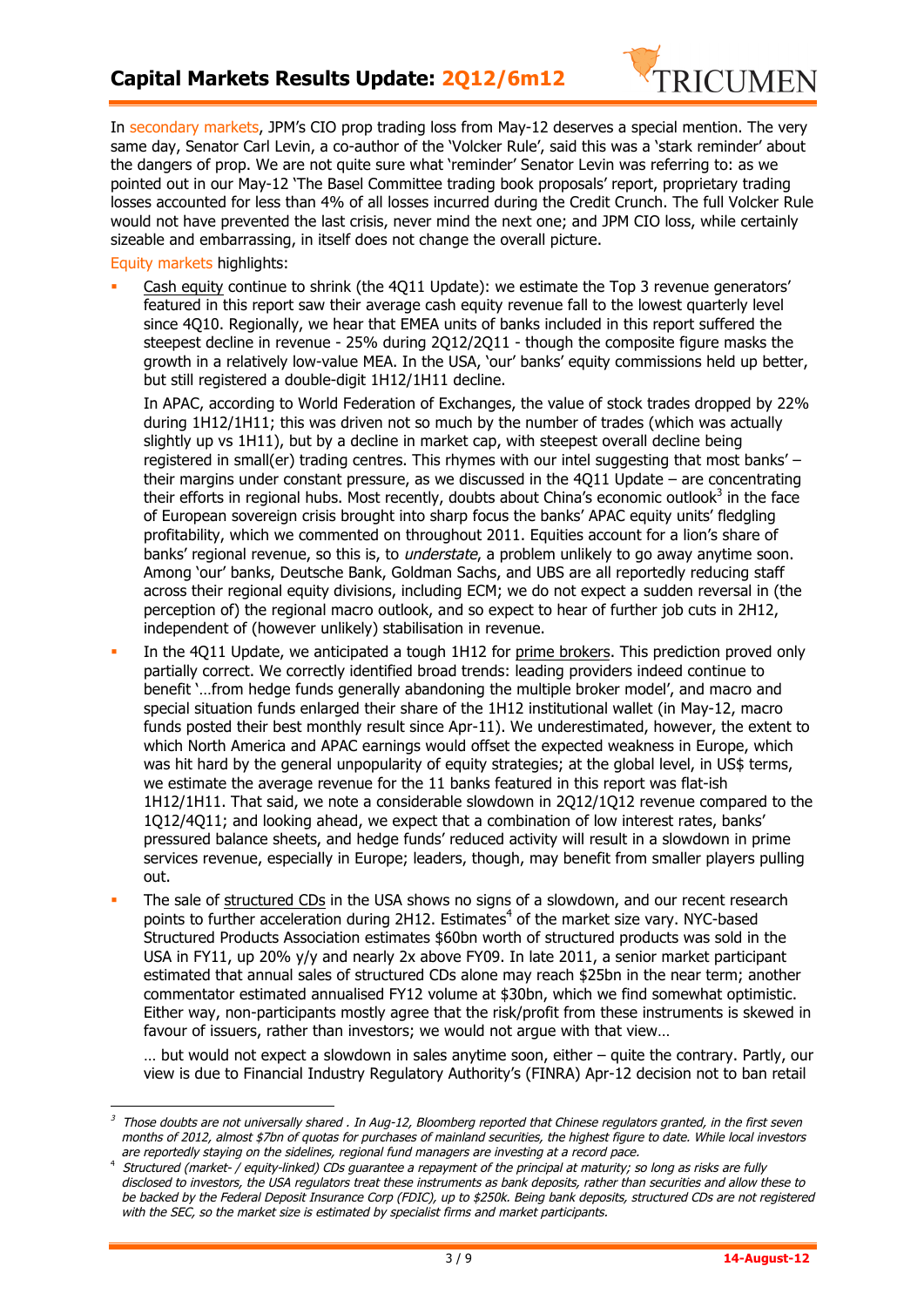In secondary markets, JPM's CIO prop trading loss from May-12 deserves a special mention. The very same day, Senator Carl Levin, a co-author of the 'Volcker Rule', said this was a 'stark reminder' about the dangers of prop. We are not quite sure what 'reminder' Senator Levin was referring to: as we pointed out in our May-12 'The Basel Committee trading book proposals' report, proprietary trading losses accounted for less than 4% of all losses incurred during the Credit Crunch. The full Volcker Rule would not have prevented the last crisis, never mind the next one; and JPM CIO loss, while certainly sizeable and embarrassing, in itself does not change the overall picture.

Equity markets highlights:

- Cash equity continue to shrink (the 4Q11 Update): we estimate the Top 3 revenue generators' featured in this report saw their average cash equity revenue fall to the lowest quarterly level since 4Q10. Regionally, we hear that EMEA units of banks included in this report suffered the steepest decline in revenue - 25% during 2Q12/2Q11 - though the composite figure masks the growth in a relatively low-value MEA. In the USA, 'our' banks' equity commissions held up better, but still registered a double-digit 1H12/1H11 decline.

  In APAC, according to World Federation of Exchanges, the value of stock trades dropped by 22% during 1H12/1H11; this was driven not so much by the number of trades (which was actually slightly up vs 1H11), but by a decline in market cap, with steepest overall decline being registered in small(er) trading centres. This rhymes with our intel suggesting that most banks' – their margins under constant pressure, as we discussed in the 4Q11 Update – are concentrating their efforts in regional hubs. Most recently, doubts about China's economic outlook[3] in the face of European sovereign crisis brought into sharp focus the banks' APAC equity units' fledgling profitability, which we commented on throughout 2011. Equities account for a lion's share of banks' regional revenue, so this is, to *understate*, a problem unlikely to go away anytime soon. Among 'our' banks, Deutsche Bank, Goldman Sachs, and UBS are all reportedly reducing staff across their regional equity divisions, including ECM; we do not expect a sudden reversal in (the perception of) the regional macro outlook, and so expect to hear of further job cuts in 2H12, independent of (however unlikely) stabilisation in revenue.

- In the 4Q11 Update, we anticipated a tough 1H12 for prime brokers. This prediction proved only partially correct. We correctly identified broad trends: leading providers indeed continue to benefit '…from hedge funds generally abandoning the multiple broker model', and macro and special situation funds enlarged their share of the 1H12 institutional wallet (in May-12, macro funds posted their best monthly result since Apr-11). We underestimated, however, the extent to which North America and APAC earnings would offset the expected weakness in Europe, which was hit hard by the general unpopularity of equity strategies; at the global level, in US$ terms, we estimate the average revenue for the 11 banks featured in this report was flat-ish 1H12/1H11. That said, we note a considerable slowdown in 2Q12/1Q12 revenue compared to the 1Q12/4Q11; and looking ahead, we expect that a combination of low interest rates, banks' pressured balance sheets, and hedge funds' reduced activity will result in a slowdown in prime services revenue, especially in Europe; leaders, though, may benefit from smaller players pulling out.

- The sale of structured CDs in the USA shows no signs of a slowdown, and our recent research points to further acceleration during 2H12. Estimates[4] of the market size vary. NYC-based Structured Products Association estimates $60bn worth of structured products was sold in the USA in FY11, up 20% y/y and nearly 2x above FY09. In late 2011, a senior market participant estimated that annual sales of structured CDs alone may reach $25bn in the near term; another commentator estimated annualised FY12 volume at $30bn, which we find somewhat optimistic. Either way, non-participants mostly agree that the risk/profit from these instruments is skewed in favour of issuers, rather than investors; we would not argue with that view…

  … but would not expect a slowdown in sales anytime soon, either – quite the contrary. Partly, our view is due to Financial Industry Regulatory Authority's (FINRA) Apr-12 decision not to ban retail

---

[3] *Those doubts are not universally shared . In Aug-12, Bloomberg reported that Chinese regulators granted, in the first seven months of 2012, almost $7bn of quotas for purchases of mainland securities, the highest figure to date. While local investors are reportedly staying on the sidelines, regional fund managers are investing at a record pace.*

[4] *Structured (market- / equity-linked) CDs guarantee a repayment of the principal at maturity; so long as risks are fully disclosed to investors, the USA regulators treat these instruments as bank deposits, rather than securities and allow these to be backed by the Federal Deposit Insurance Corp (FDIC), up to $250k. Being bank deposits, structured CDs are not registered with the SEC, so the market size is estimated by specialist firms and market participants.*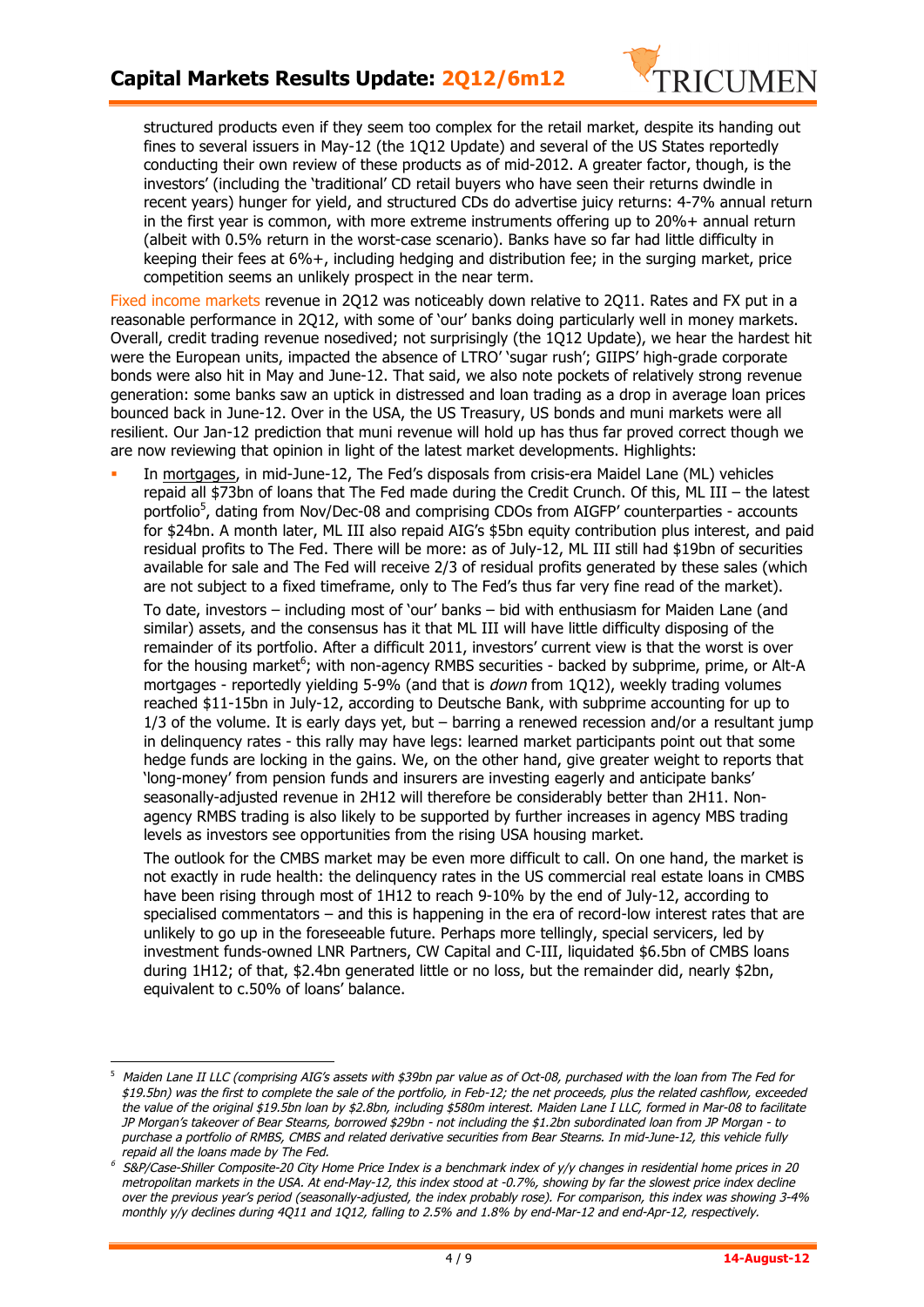structured products even if they seem too complex for the retail market, despite its handing out fines to several issuers in May-12 (the 1Q12 Update) and several of the US States reportedly conducting their own review of these products as of mid-2012. A greater factor, though, is the investors' (including the 'traditional' CD retail buyers who have seen their returns dwindle in recent years) hunger for yield, and structured CDs do advertise juicy returns: 4-7% annual return in the first year is common, with more extreme instruments offering up to 20%+ annual return (albeit with 0.5% return in the worst-case scenario). Banks have so far had little difficulty in keeping their fees at 6%+, including hedging and distribution fee; in the surging market, price competition seems an unlikely prospect in the near term.

Fixed income markets revenue in 2Q12 was noticeably down relative to 2Q11. Rates and FX put in a reasonable performance in 2Q12, with some of 'our' banks doing particularly well in money markets. Overall, credit trading revenue nosedived; not surprisingly (the 1Q12 Update), we hear the hardest hit were the European units, impacted the absence of LTRO' 'sugar rush'; GIIPS' high-grade corporate bonds were also hit in May and June-12. That said, we also note pockets of relatively strong revenue generation: some banks saw an uptick in distressed and loan trading as a drop in average loan prices bounced back in June-12. Over in the USA, the US Treasury, US bonds and muni markets were all resilient. Our Jan-12 prediction that muni revenue will hold up has thus far proved correct though we are now reviewing that opinion in light of the latest market developments. Highlights:

- In mortgages, in mid-June-12, The Fed's disposals from crisis-era Maidel Lane (ML) vehicles repaid all $73bn of loans that The Fed made during the Credit Crunch. Of this, ML III – the latest portfolio[5], dating from Nov/Dec-08 and comprising CDOs from AIGFP' counterparties - accounts for $24bn. A month later, ML III also repaid AIG's $5bn equity contribution plus interest, and paid residual profits to The Fed. There will be more: as of July-12, ML III still had $19bn of securities available for sale and The Fed will receive 2/3 of residual profits generated by these sales (which are not subject to a fixed timeframe, only to The Fed's thus far very fine read of the market).

  To date, investors – including most of 'our' banks – bid with enthusiasm for Maiden Lane (and similar) assets, and the consensus has it that ML III will have little difficulty disposing of the remainder of its portfolio. After a difficult 2011, investors' current view is that the worst is over for the housing market[6]; with non-agency RMBS securities - backed by subprime, prime, or Alt-A mortgages - reportedly yielding 5-9% (and that is *down* from 1Q12), weekly trading volumes reached $11-15bn in July-12, according to Deutsche Bank, with subprime accounting for up to 1/3 of the volume. It is early days yet, but – barring a renewed recession and/or a resultant jump in delinquency rates - this rally may have legs: learned market participants point out that some hedge funds are locking in the gains. We, on the other hand, give greater weight to reports that 'long-money' from pension funds and insurers are investing eagerly and anticipate banks' seasonally-adjusted revenue in 2H12 will therefore be considerably better than 2H11. Non-agency RMBS trading is also likely to be supported by further increases in agency MBS trading levels as investors see opportunities from the rising USA housing market.

  The outlook for the CMBS market may be even more difficult to call. On one hand, the market is not exactly in rude health: the delinquency rates in the US commercial real estate loans in CMBS have been rising through most of 1H12 to reach 9-10% by the end of July-12, according to specialised commentators – and this is happening in the era of record-low interest rates that are unlikely to go up in the foreseeable future. Perhaps more tellingly, special servicers, led by investment funds-owned LNR Partners, CW Capital and C-III, liquidated $6.5bn of CMBS loans during 1H12; of that, $2.4bn generated little or no loss, but the remainder did, nearly $2bn, equivalent to c.50% of loans' balance.

---

[5] *Maiden Lane II LLC (comprising AIG's assets with $39bn par value as of Oct-08, purchased with the loan from The Fed for $19.5bn) was the first to complete the sale of the portfolio, in Feb-12; the net proceeds, plus the related cashflow, exceeded the value of the original $19.5bn loan by $2.8bn, including $580m interest. Maiden Lane I LLC, formed in Mar-08 to facilitate JP Morgan's takeover of Bear Stearns, borrowed $29bn - not including the $1.2bn subordinated loan from JP Morgan - to purchase a portfolio of RMBS, CMBS and related derivative securities from Bear Stearns. In mid-June-12, this vehicle fully repaid all the loans made by The Fed.*

[6] *S&P/Case-Shiller Composite-20 City Home Price Index is a benchmark index of y/y changes in residential home prices in 20 metropolitan markets in the USA. At end-May-12, this index stood at -0.7%, showing by far the slowest price index decline over the previous year's period (seasonally-adjusted, the index probably rose). For comparison, this index was showing 3-4% monthly y/y declines during 4Q11 and 1Q12, falling to 2.5% and 1.8% by end-Mar-12 and end-Apr-12, respectively.*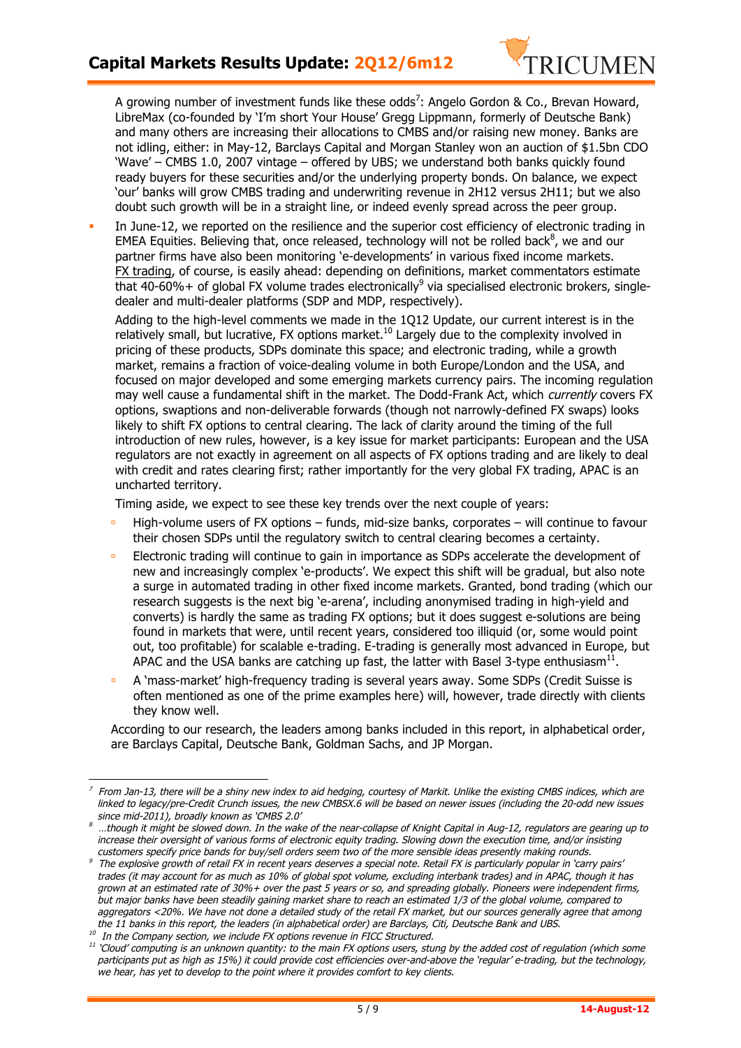A growing number of investment funds like these odds[7]: Angelo Gordon & Co., Brevan Howard, LibreMax (co-founded by 'I'm short Your House' Gregg Lippmann, formerly of Deutsche Bank) and many others are increasing their allocations to CMBS and/or raising new money. Banks are not idling, either: in May-12, Barclays Capital and Morgan Stanley won an auction of $1.5bn CDO 'Wave' – CMBS 1.0, 2007 vintage – offered by UBS; we understand both banks quickly found ready buyers for these securities and/or the underlying property bonds. On balance, we expect 'our' banks will grow CMBS trading and underwriting revenue in 2H12 versus 2H11; but we also doubt such growth will be in a straight line, or indeed evenly spread across the peer group.

- In June-12, we reported on the resilience and the superior cost efficiency of electronic trading in EMEA Equities. Believing that, once released, technology will not be rolled back[8], we and our partner firms have also been monitoring 'e-developments' in various fixed income markets. FX trading, of course, is easily ahead: depending on definitions, market commentators estimate that 40-60%+ of global FX volume trades electronically[9] via specialised electronic brokers, single-dealer and multi-dealer platforms (SDP and MDP, respectively).

  Adding to the high-level comments we made in the 1Q12 Update, our current interest is in the relatively small, but lucrative, FX options market.[10] Largely due to the complexity involved in pricing of these products, SDPs dominate this space; and electronic trading, while a growth market, remains a fraction of voice-dealing volume in both Europe/London and the USA, and focused on major developed and some emerging markets currency pairs. The incoming regulation may well cause a fundamental shift in the market. The Dodd-Frank Act, which *currently* covers FX options, swaptions and non-deliverable forwards (though not narrowly-defined FX swaps) looks likely to shift FX options to central clearing. The lack of clarity around the timing of the full introduction of new rules, however, is a key issue for market participants: European and the USA regulators are not exactly in agreement on all aspects of FX options trading and are likely to deal with credit and rates clearing first; rather importantly for the very global FX trading, APAC is an uncharted territory.

  Timing aside, we expect to see these key trends over the next couple of years:

  - High-volume users of FX options – funds, mid-size banks, corporates – will continue to favour their chosen SDPs until the regulatory switch to central clearing becomes a certainty.
  - Electronic trading will continue to gain in importance as SDPs accelerate the development of new and increasingly complex 'e-products'. We expect this shift will be gradual, but also note a surge in automated trading in other fixed income markets. Granted, bond trading (which our research suggests is the next big 'e-arena', including anonymised trading in high-yield and converts) is hardly the same as trading FX options; but it does suggest e-solutions are being found in markets that were, until recent years, considered too illiquid (or, some would point out, too profitable) for scalable e-trading. E-trading is generally most advanced in Europe, but APAC and the USA banks are catching up fast, the latter with Basel 3-type enthusiasm[11].
  - A 'mass-market' high-frequency trading is several years away. Some SDPs (Credit Suisse is often mentioned as one of the prime examples here) will, however, trade directly with clients they know well.

According to our research, the leaders among banks included in this report, in alphabetical order, are Barclays Capital, Deutsche Bank, Goldman Sachs, and JP Morgan.

---

[7] *From Jan-13, there will be a shiny new index to aid hedging, courtesy of Markit. Unlike the existing CMBS indices, which are linked to legacy/pre-Credit Crunch issues, the new CMBSX.6 will be based on newer issues (including the 20-odd new issues since mid-2011), broadly known as 'CMBS 2.0'*

[8] *…though it might be slowed down. In the wake of the near-collapse of Knight Capital in Aug-12, regulators are gearing up to increase their oversight of various forms of electronic equity trading. Slowing down the execution time, and/or insisting customers specify price bands for buy/sell orders seem two of the more sensible ideas presently making rounds.*

[9] *The explosive growth of retail FX in recent years deserves a special note. Retail FX is particularly popular in 'carry pairs' trades (it may account for as much as 10% of global spot volume, excluding interbank trades) and in APAC, though it has grown at an estimated rate of 30%+ over the past 5 years or so, and spreading globally. Pioneers were independent firms, but major banks have been steadily gaining market share to reach an estimated 1/3 of the global volume, compared to aggregators <20%. We have not done a detailed study of the retail FX market, but our sources generally agree that among the 11 banks in this report, the leaders (in alphabetical order) are Barclays, Citi, Deutsche Bank and UBS.*

[10] *In the Company section, we include FX options revenue in FICC Structured.*

[11] *'Cloud' computing is an unknown quantity: to the main FX options users, stung by the added cost of regulation (which some participants put as high as 15%) it could provide cost efficiencies over-and-above the 'regular' e-trading, but the technology, we hear, has yet to develop to the point where it provides comfort to key clients.*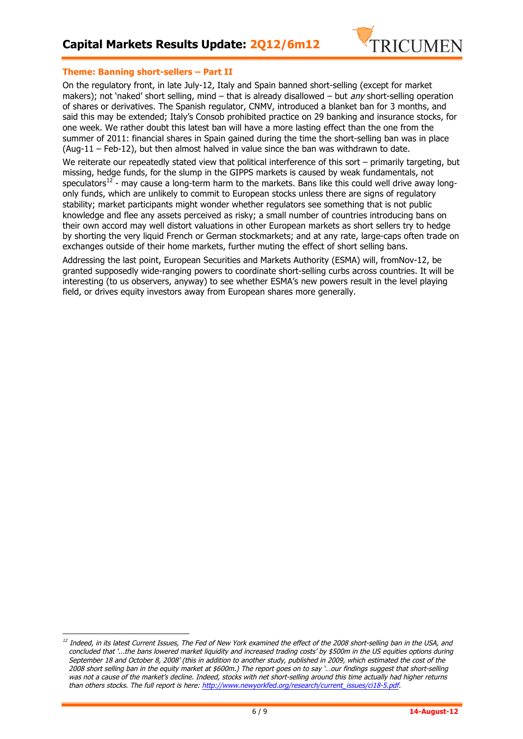### Theme: Banning short-sellers – Part II

On the regulatory front, in late July-12, Italy and Spain banned short-selling (except for market makers); not 'naked' short selling, mind – that is already disallowed – but *any* short-selling operation of shares or derivatives. The Spanish regulator, CNMV, introduced a blanket ban for 3 months, and said this may be extended; Italy's Consob prohibited practice on 29 banking and insurance stocks, for one week. We rather doubt this latest ban will have a more lasting effect than the one from the summer of 2011: financial shares in Spain gained during the time the short-selling ban was in place (Aug-11 – Feb-12), but then almost halved in value since the ban was withdrawn to date.

We reiterate our repeatedly stated view that political interference of this sort – primarily targeting, but missing, hedge funds, for the slump in the GIPPS markets is caused by weak fundamentals, not speculators[12] - may cause a long-term harm to the markets. Bans like this could well drive away long-only funds, which are unlikely to commit to European stocks unless there are signs of regulatory stability; market participants might wonder whether regulators see something that is not public knowledge and flee any assets perceived as risky; a small number of countries introducing bans on their own accord may well distort valuations in other European markets as short sellers try to hedge by shorting the very liquid French or German stockmarkets; and at any rate, large-caps often trade on exchanges outside of their home markets, further muting the effect of short selling bans.

Addressing the last point, European Securities and Markets Authority (ESMA) will, fromNov-12, be granted supposedly wide-ranging powers to coordinate short-selling curbs across countries. It will be interesting (to us observers, anyway) to see whether ESMA's new powers result in the level playing field, or drives equity investors away from European shares more generally.

---

[12] *Indeed, in its latest Current Issues, The Fed of New York examined the effect of the 2008 short-selling ban in the USA, and concluded that '...the bans lowered market liquidity and increased trading costs' by $500m in the US equities options during September 18 and October 8, 2008' (this in addition to another study, published in 2009, which estimated the cost of the 2008 short selling ban in the equity market at $600m.) The report goes on to say '…our findings suggest that short-selling was not a cause of the market's decline. Indeed, stocks with net short-selling around this time actually had higher returns than others stocks. The full report is here: [http://www.newyorkfed.org/research/current_issues/ci18-5.pdf](http://www.newyorkfed.org/research/current_issues/ci18-5.pdf).*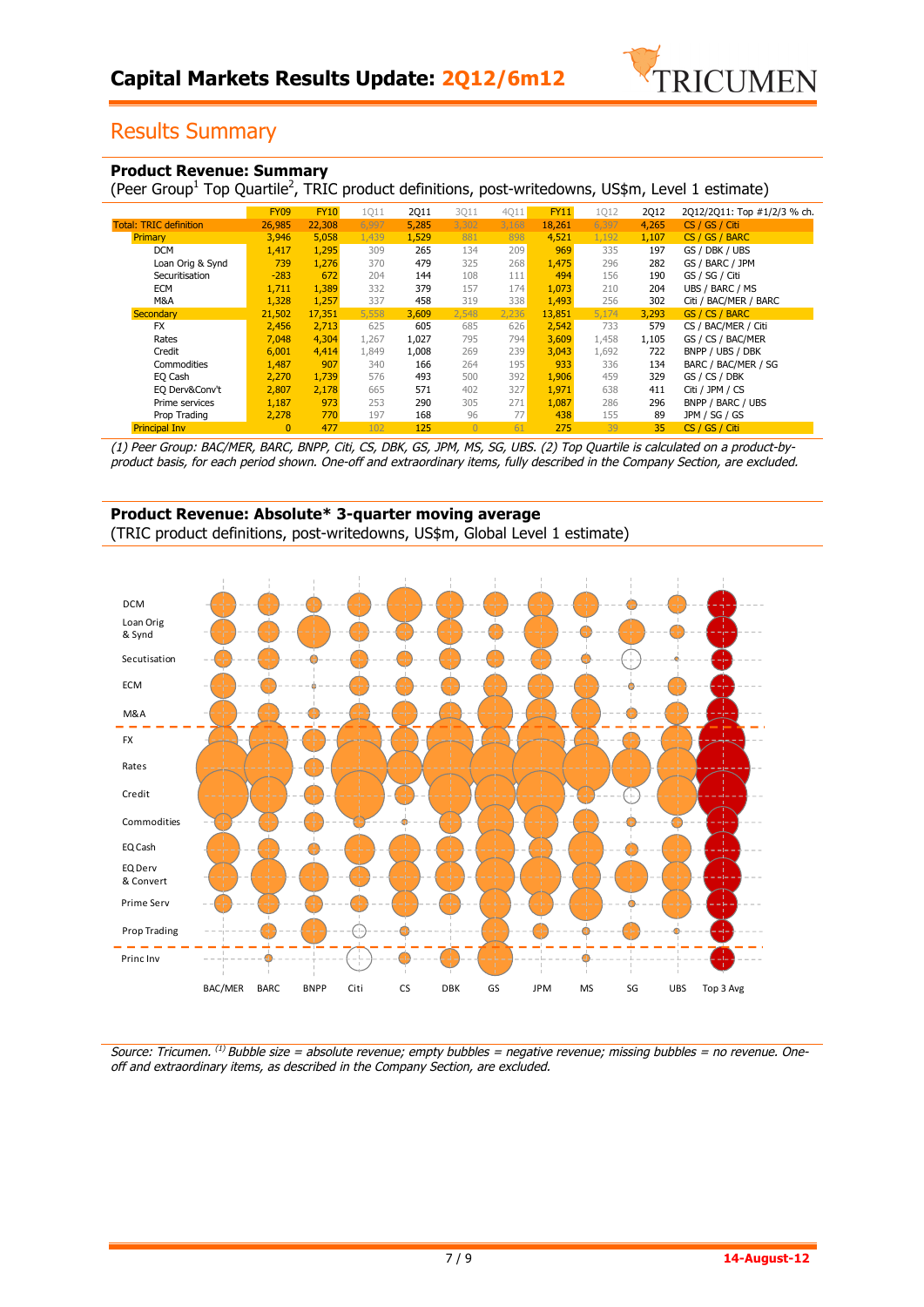# Capital Markets Results Update: 2Q12/6m12

## Results Summary

### Product Revenue: Summary

(Peer Group[1] Top Quartile[2], TRIC product definitions, post-writedowns, US$m, Level 1 estimate)

| | FY09 | FY10 | 1Q11 | 2Q11 | 3Q11 | 4Q11 | FY11 | 1Q12 | 2Q12 | 2Q12/2Q11: Top #1/2/3 % ch. |
|---|---|---|---|---|---|---|---|---|---|---|
| Total: TRIC definition | 26,985 | 22,308 | 6,997 | 5,285 | 3,302 | 3,168 | 18,261 | 6,397 | 4,265 | CS / GS / Citi |
| Primary | 3,946 | 5,058 | 1,439 | 1,529 | 881 | 898 | 4,521 | 1,192 | 1,107 | CS / GS / BARC |
| DCM | 1,417 | 1,295 | 309 | 265 | 134 | 209 | 969 | 335 | 197 | GS / DBK / UBS |
| Loan Orig & Synd | 739 | 1,276 | 370 | 479 | 325 | 268 | 1,475 | 296 | 282 | GS / BARC / JPM |
| Securitisation | -283 | 672 | 204 | 144 | 108 | 111 | 494 | 156 | 190 | GS / SG / Citi |
| ECM | 1,711 | 1,389 | 332 | 379 | 157 | 174 | 1,073 | 210 | 204 | UBS / BARC / MS |
| M&A | 1,328 | 1,257 | 337 | 458 | 319 | 338 | 1,493 | 256 | 302 | Citi / BAC/MER / BARC |
| Secondary | 21,502 | 17,351 | 5,558 | 3,609 | 2,548 | 2,236 | 13,851 | 5,174 | 3,293 | GS / CS / BARC |
| FX | 2,456 | 2,713 | 625 | 605 | 685 | 626 | 2,542 | 733 | 579 | CS / BAC/MER / Citi |
| Rates | 7,048 | 4,304 | 1,267 | 1,027 | 795 | 794 | 3,609 | 1,458 | 1,105 | GS / CS / BAC/MER |
| Credit | 6,001 | 4,414 | 1,849 | 1,008 | 269 | 239 | 3,043 | 1,692 | 722 | BNPP / UBS / DBK |
| Commodities | 1,487 | 907 | 340 | 166 | 264 | 195 | 933 | 336 | 134 | BARC / BAC/MER / SG |
| EQ Cash | 2,270 | 1,739 | 576 | 493 | 500 | 392 | 1,906 | 459 | 329 | GS / CS / DBK |
| EQ Derv&Conv't | 2,807 | 2,178 | 665 | 571 | 402 | 327 | 1,971 | 638 | 411 | Citi / JPM / CS |
| Prime services | 1,187 | 973 | 253 | 290 | 305 | 271 | 1,087 | 286 | 296 | BNPP / BARC / UBS |
| Prop Trading | 2,278 | 770 | 197 | 168 | 96 | 77 | 438 | 155 | 89 | JPM / SG / GS |
| Principal Inv | 0 | 477 | 102 | 125 | 0 | 61 | 275 | 39 | 35 | CS / GS / Citi |

*(1) Peer Group: BAC/MER, BARC, BNPP, Citi, CS, DBK, GS, JPM, MS, SG, UBS. (2) Top Quartile is calculated on a product-by-product basis, for each period shown. One-off and extraordinary items, fully described in the Company Section, are excluded.*

### Product Revenue: Absolute* 3-quarter moving average

(TRIC product definitions, post-writedowns, US$m, Global Level 1 estimate)

DCM
Loan Orig & Synd
Secutisation
ECM
M&A
FX
Rates
Credit
Commodities
EQ Cash
EQ Derv & Convert
Prime Serv
Prop Trading
Princ Inv

BAC/MER BARC BNPP Citi CS DBK GS JPM MS SG UBS Top 3 Avg

*Source: Tricumen. [(1)] Bubble size = absolute revenue; empty bubbles = negative revenue; missing bubbles = no revenue. One-off and extraordinary items, as described in the Company Section, are excluded.*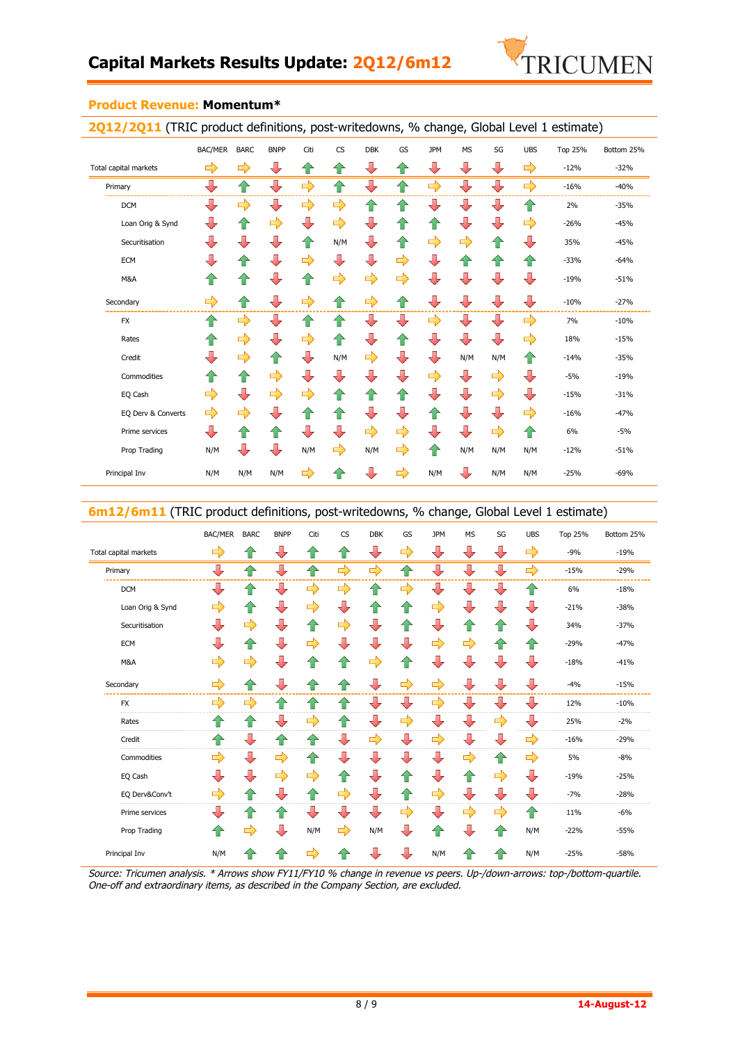# Capital Markets Results Update: 2Q12/6m12

## Product Revenue: Momentum*

### 2Q12/2Q11 (TRIC product definitions, post-writedowns, % change, Global Level 1 estimate)

| | BAC/MER | BARC | BNPP | Citi | CS | DBK | GS | JPM | MS | SG | UBS | Top 25% | Bottom 25% |
|---|---|---|---|---|---|---|---|---|---|---|---|---|---|
| Total capital markets | → | → | ↓ | ↑ | ↑ | ↓ | ↑ | ↓ | ↓ | ↓ | → | -12% | -32% |
| Primary | ↓ | ↑ | ↓ | → | ↑ | ↓ | ↑ | → | ↓ | ↓ | → | -16% | -40% |
| DCM | ↓ | → | ↓ | → | → | ↑ | ↑ | ↓ | ↓ | ↓ | ↑ | 2% | -35% |
| Loan Orig & Synd | ↓ | ↑ | → | ↓ | → | ↓ | ↑ | ↑ | ↓ | ↓ | → | -26% | -45% |
| Securitisation | ↓ | ↓ | ↓ | ↑ | N/M | ↓ | ↑ | → | → | ↑ | ↓ | 35% | -45% |
| ECM | ↓ | ↑ | ↓ | → | ↓ | ↓ | → | ↓ | ↑ | ↑ | ↑ | -33% | -64% |
| M&A | ↑ | ↑ | ↓ | ↑ | → | → | → | ↓ | ↓ | ↓ | ↓ | -19% | -51% |
| Secondary | → | ↑ | ↓ | → | ↑ | → | ↑ | ↓ | ↓ | ↓ | ↓ | -10% | -27% |
| FX | ↑ | → | ↓ | ↑ | ↑ | ↓ | ↓ | → | ↓ | ↓ | → | 7% | -10% |
| Rates | ↑ | → | ↓ | → | ↑ | ↓ | ↑ | ↓ | ↓ | ↓ | → | 18% | -15% |
| Credit | ↓ | → | ↑ | ↓ | N/M | → | ↓ | ↓ | N/M | N/M | ↑ | -14% | -35% |
| Commodities | ↑ | ↑ | → | ↓ | ↓ | ↓ | ↓ | → | ↓ | → | ↓ | -5% | -19% |
| EQ Cash | → | ↓ | → | → | ↑ | ↑ | ↑ | ↓ | ↓ | → | ↓ | -15% | -31% |
| EQ Derv & Converts | → | → | ↓ | ↑ | ↑ | ↓ | ↓ | ↑ | ↓ | ↓ | → | -16% | -47% |
| Prime services | ↓ | ↑ | ↑ | ↓ | ↓ | → | → | ↓ | ↓ | → | ↑ | 6% | -5% |
| Prop Trading | N/M | ↓ | ↓ | N/M | → | N/M | → | ↑ | N/M | N/M | N/M | -12% | -51% |
| Principal Inv | N/M | N/M | N/M | → | ↑ | ↓ | → | N/M | ↓ | N/M | N/M | -25% | -69% |

### 6m12/6m11 (TRIC product definitions, post-writedowns, % change, Global Level 1 estimate)

| | BAC/MER | BARC | BNPP | Citi | CS | DBK | GS | JPM | MS | SG | UBS | Top 25% | Bottom 25% |
|---|---|---|---|---|---|---|---|---|---|---|---|---|---|
| Total capital markets | → | ↑ | ↓ | ↑ | ↑ | ↓ | → | ↓ | ↓ | ↓ | → | -9% | -19% |
| Primary | ↓ | ↑ | ↓ | ↑ | → | → | ↑ | ↓ | ↓ | ↓ | → | -15% | -29% |
| DCM | ↓ | ↑ | ↓ | → | → | ↑ | → | ↓ | ↓ | ↓ | ↑ | 6% | -18% |
| Loan Orig & Synd | → | ↑ | ↓ | → | ↓ | ↑ | ↑ | ↓ | ↓ | ↓ | ↓ | -21% | -38% |
| Securitisation | ↓ | → | ↓ | ↑ | → | ↓ | ↑ | ↓ | ↑ | ↑ | ↓ | 34% | -37% |
| ECM | ↓ | ↑ | ↓ | → | ↓ | ↓ | ↓ | → | → | ↑ | ↑ | -29% | -47% |
| M&A | → | → | ↓ | ↑ | ↑ | → | ↑ | ↓ | ↓ | ↓ | ↓ | -18% | -41% |
| Secondary | → | ↑ | ↓ | ↑ | ↑ | ↓ | → | → | ↓ | ↓ | ↓ | -4% | -15% |
| FX | → | → | ↑ | ↑ | ↑ | ↓ | ↓ | → | ↓ | ↓ | ↓ | 12% | -10% |
| Rates | ↑ | ↑ | ↓ | → | ↑ | ↓ | → | ↓ | ↓ | → | ↓ | 25% | -2% |
| Credit | ↑ | ↓ | ↑ | ↑ | ↓ | → | ↓ | → | ↓ | ↓ | → | -16% | -29% |
| Commodities | → | ↓ | → | ↑ | ↓ | ↓ | ↓ | ↓ | → | ↑ | → | 5% | -8% |
| EQ Cash | ↓ | ↓ | → | → | ↑ | ↓ | ↑ | ↓ | ↑ | → | ↓ | -19% | -25% |
| EQ Derv&Conv't | → | ↑ | ↓ | ↑ | → | ↓ | ↑ | → | ↓ | ↓ | ↓ | -7% | -28% |
| Prime services | ↓ | ↑ | ↑ | ↓ | ↓ | ↓ | → | ↓ | → | → | ↑ | 11% | -6% |
| Prop Trading | ↑ | → | ↓ | N/M | → | N/M | ↓ | ↑ | ↓ | ↑ | N/M | -22% | -55% |
| Principal Inv | N/M | ↑ | ↑ | → | ↑ | ↓ | ↓ | N/M | ↑ | ↑ | N/M | -25% | -58% |

*Source: Tricumen analysis. * Arrows show FY11/FY10 % change in revenue vs peers. Up-/down-arrows: top-/bottom-quartile. One-off and extraordinary items, as described in the Company Section, are excluded.*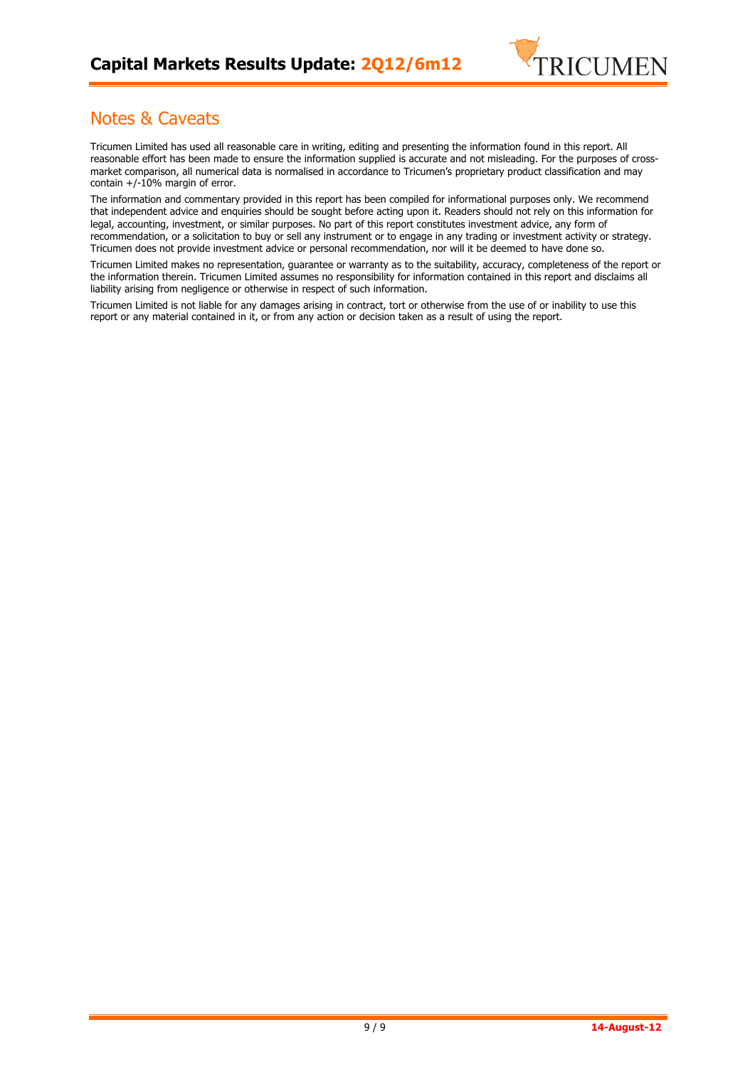## Notes & Caveats

Tricumen Limited has used all reasonable care in writing, editing and presenting the information found in this report. All reasonable effort has been made to ensure the information supplied is accurate and not misleading. For the purposes of cross-market comparison, all numerical data is normalised in accordance to Tricumen's proprietary product classification and may contain +/-10% margin of error.

The information and commentary provided in this report has been compiled for informational purposes only. We recommend that independent advice and enquiries should be sought before acting upon it. Readers should not rely on this information for legal, accounting, investment, or similar purposes. No part of this report constitutes investment advice, any form of recommendation, or a solicitation to buy or sell any instrument or to engage in any trading or investment activity or strategy. Tricumen does not provide investment advice or personal recommendation, nor will it be deemed to have done so.

Tricumen Limited makes no representation, guarantee or warranty as to the suitability, accuracy, completeness of the report or the information therein. Tricumen Limited assumes no responsibility for information contained in this report and disclaims all liability arising from negligence or otherwise in respect of such information.

Tricumen Limited is not liable for any damages arising in contract, tort or otherwise from the use of or inability to use this report or any material contained in it, or from any action or decision taken as a result of using the report.